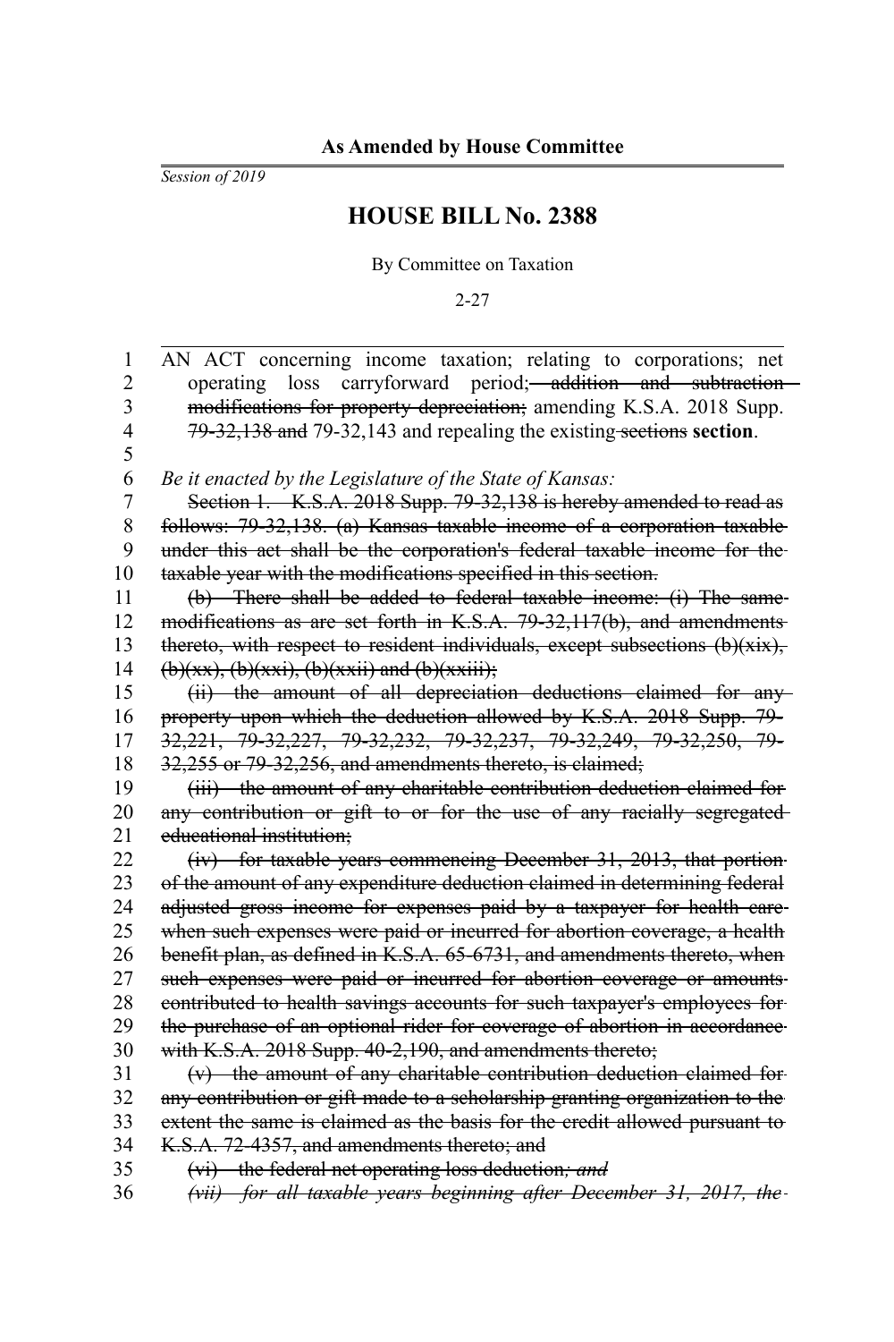**As Amended by House Committee**

*Session of 2019*

# HOUSE BILL No. 2388

By Committee on Taxation

2-27

AN ACT concerning income taxation; relating to corporations; net operating loss carryforward period; ~~addition and subtraction modifications for property depreciation;~~ amending K.S.A. 2018 Supp. ~~79-32,138 and~~ 79-32,143 and repealing the existing ~~sections~~ **section**.

*Be it enacted by the Legislature of the State of Kansas:*

~~Section 1. K.S.A. 2018 Supp. 79-32,138 is hereby amended to read as follows: 79-32,138. (a) Kansas taxable income of a corporation taxable under this act shall be the corporation's federal taxable income for the taxable year with the modifications specified in this section.~~

~~(b) There shall be added to federal taxable income: (i) The same modifications as are set forth in K.S.A. 79-32,117(b), and amendments thereto, with respect to resident individuals, except subsections (b)(xix), (b)(xx), (b)(xxi), (b)(xxii) and (b)(xxiii);~~

~~(ii) the amount of all depreciation deductions claimed for any property upon which the deduction allowed by K.S.A. 2018 Supp. 79-32,221, 79-32,227, 79-32,232, 79-32,237, 79-32,249, 79-32,250, 79-32,255 or 79-32,256, and amendments thereto, is claimed;~~

~~(iii) the amount of any charitable contribution deduction claimed for any contribution or gift to or for the use of any racially segregated educational institution;~~

~~(iv) for taxable years commencing December 31, 2013, that portion of the amount of any expenditure deduction claimed in determining federal adjusted gross income for expenses paid by a taxpayer for health care when such expenses were paid or incurred for abortion coverage, a health benefit plan, as defined in K.S.A. 65-6731, and amendments thereto, when such expenses were paid or incurred for abortion coverage or amounts contributed to health savings accounts for such taxpayer's employees for the purchase of an optional rider for coverage of abortion in accordance with K.S.A. 2018 Supp. 40-2,190, and amendments thereto;~~

~~(v) the amount of any charitable contribution deduction claimed for any contribution or gift made to a scholarship granting organization to the extent the same is claimed as the basis for the credit allowed pursuant to K.S.A. 72-4357, and amendments thereto; and~~

~~(vi) the federal net operating loss deduction~~*~~; and~~*

*~~(vii) for all taxable years beginning after December 31, 2017, the~~*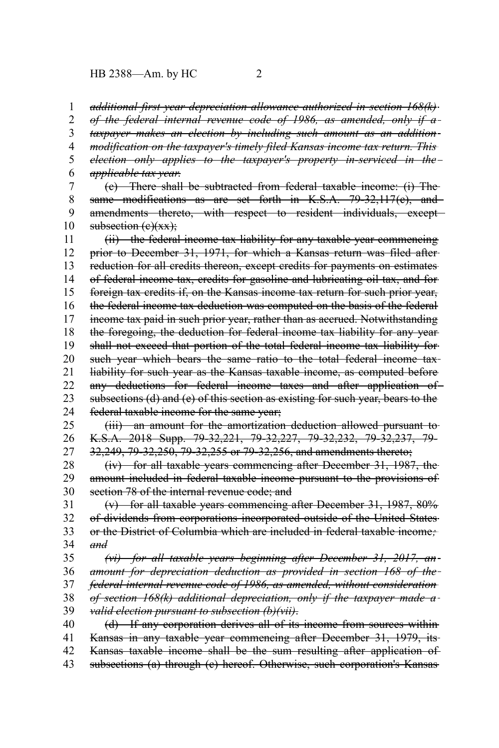*additional first-year depreciation allowance authorized in section 168(k) of the federal internal revenue code of 1986, as amended, only if a taxpayer makes an election by including such amount as an addition modification on the taxpayer's timely filed Kansas income tax return. This election only applies to the taxpayer's property in-serviced in the applicable tax year.*

(c) There shall be subtracted from federal taxable income: (i) The same modifications as are set forth in K.S.A. 79-32,117(c), and amendments thereto, with respect to resident individuals, except subsection (c)(xx);

(ii) the federal income tax liability for any taxable year commencing prior to December 31, 1971, for which a Kansas return was filed after reduction for all credits thereon, except credits for payments on estimates of federal income tax, credits for gasoline and lubricating oil tax, and for foreign tax credits if, on the Kansas income tax return for such prior year, the federal income tax deduction was computed on the basis of the federal income tax paid in such prior year, rather than as accrued. Notwithstanding the foregoing, the deduction for federal income tax liability for any year shall not exceed that portion of the total federal income tax liability for such year which bears the same ratio to the total federal income tax liability for such year as the Kansas taxable income, as computed before any deductions for federal income taxes and after application of subsections (d) and (e) of this section as existing for such year, bears to the federal taxable income for the same year;

(iii) an amount for the amortization deduction allowed pursuant to K.S.A. 2018 Supp. 79-32,221, 79-32,227, 79-32,232, 79-32,237, 79-32,249, 79-32,250, 79-32,255 or 79-32,256, and amendments thereto;

(iv) for all taxable years commencing after December 31, 1987, the amount included in federal taxable income pursuant to the provisions of section 78 of the internal revenue code; and

(v) for all taxable years commencing after December 31, 1987, 80% of dividends from corporations incorporated outside of the United States or the District of Columbia which are included in federal taxable income*; and*

*(vi) for all taxable years beginning after December 31, 2017, an amount for depreciation deduction as provided in section 168 of the federal internal revenue code of 1986, as amended, without consideration of section 168(k) additional depreciation, only if the taxpayer made a valid election pursuant to subsection (b)(vii)*.

(d) If any corporation derives all of its income from sources within Kansas in any taxable year commencing after December 31, 1979, its Kansas taxable income shall be the sum resulting after application of subsections (a) through (c) hereof. Otherwise, such corporation's Kansas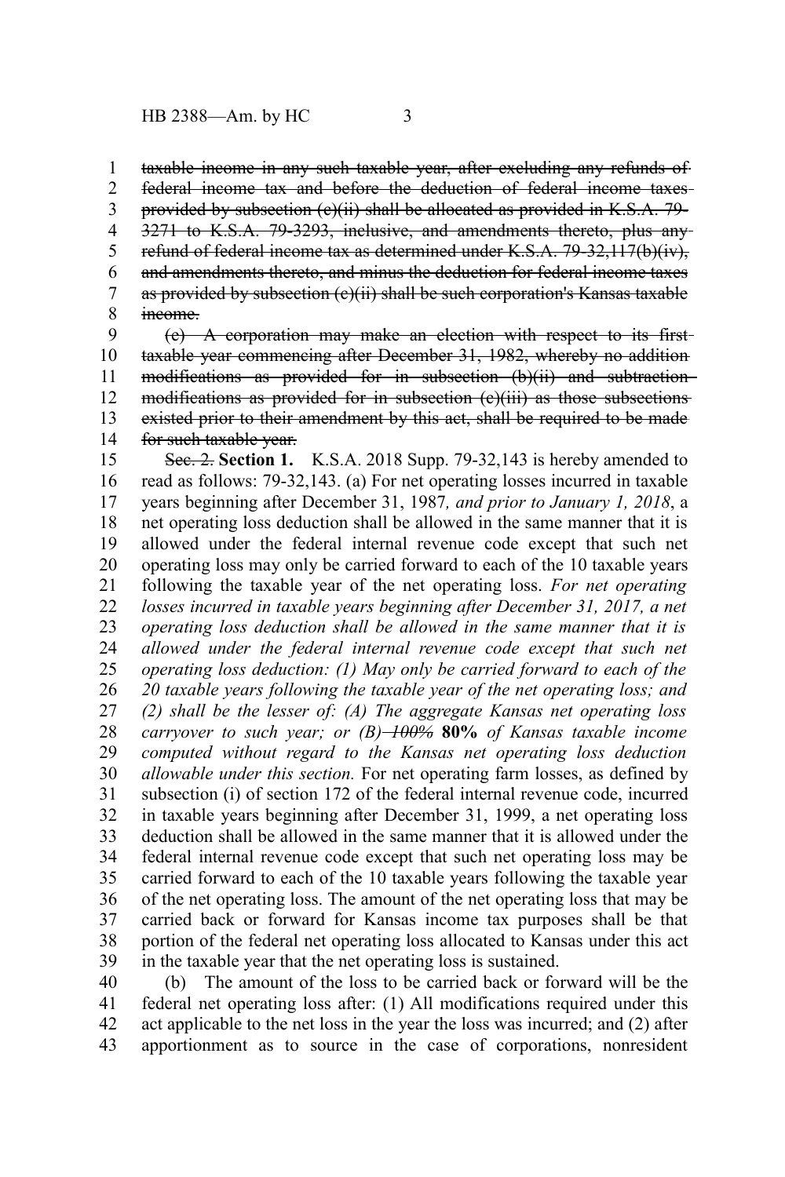~~taxable income in any such taxable year, after excluding any refunds of federal income tax and before the deduction of federal income taxes provided by subsection (c)(ii) shall be allocated as provided in K.S.A. 79-3271 to K.S.A. 79-3293, inclusive, and amendments thereto, plus any refund of federal income tax as determined under K.S.A. 79-32,117(b)(iv), and amendments thereto, and minus the deduction for federal income taxes as provided by subsection (c)(ii) shall be such corporation's Kansas taxable income.~~

~~(e) A corporation may make an election with respect to its first taxable year commencing after December 31, 1982, whereby no addition modifications as provided for in subsection (b)(ii) and subtraction modifications as provided for in subsection (c)(iii) as those subsections existed prior to their amendment by this act, shall be required to be made for such taxable year.~~

~~Sec. 2.~~ **Section 1.** K.S.A. 2018 Supp. 79-32,143 is hereby amended to read as follows: 79-32,143. (a) For net operating losses incurred in taxable years beginning after December 31, 1987*, and prior to January 1, 2018*, a net operating loss deduction shall be allowed in the same manner that it is allowed under the federal internal revenue code except that such net operating loss may only be carried forward to each of the 10 taxable years following the taxable year of the net operating loss. *For net operating losses incurred in taxable years beginning after December 31, 2017, a net operating loss deduction shall be allowed in the same manner that it is allowed under the federal internal revenue code except that such net operating loss deduction: (1) May only be carried forward to each of the 20 taxable years following the taxable year of the net operating loss; and (2) shall be the lesser of: (A) The aggregate Kansas net operating loss carryover to such year; or (B)* ~~*100%*~~ **80%** *of Kansas taxable income computed without regard to the Kansas net operating loss deduction allowable under this section.* For net operating farm losses, as defined by subsection (i) of section 172 of the federal internal revenue code, incurred in taxable years beginning after December 31, 1999, a net operating loss deduction shall be allowed in the same manner that it is allowed under the federal internal revenue code except that such net operating loss may be carried forward to each of the 10 taxable years following the taxable year of the net operating loss. The amount of the net operating loss that may be carried back or forward for Kansas income tax purposes shall be that portion of the federal net operating loss allocated to Kansas under this act in the taxable year that the net operating loss is sustained.

(b) The amount of the loss to be carried back or forward will be the federal net operating loss after: (1) All modifications required under this act applicable to the net loss in the year the loss was incurred; and (2) after apportionment as to source in the case of corporations, nonresident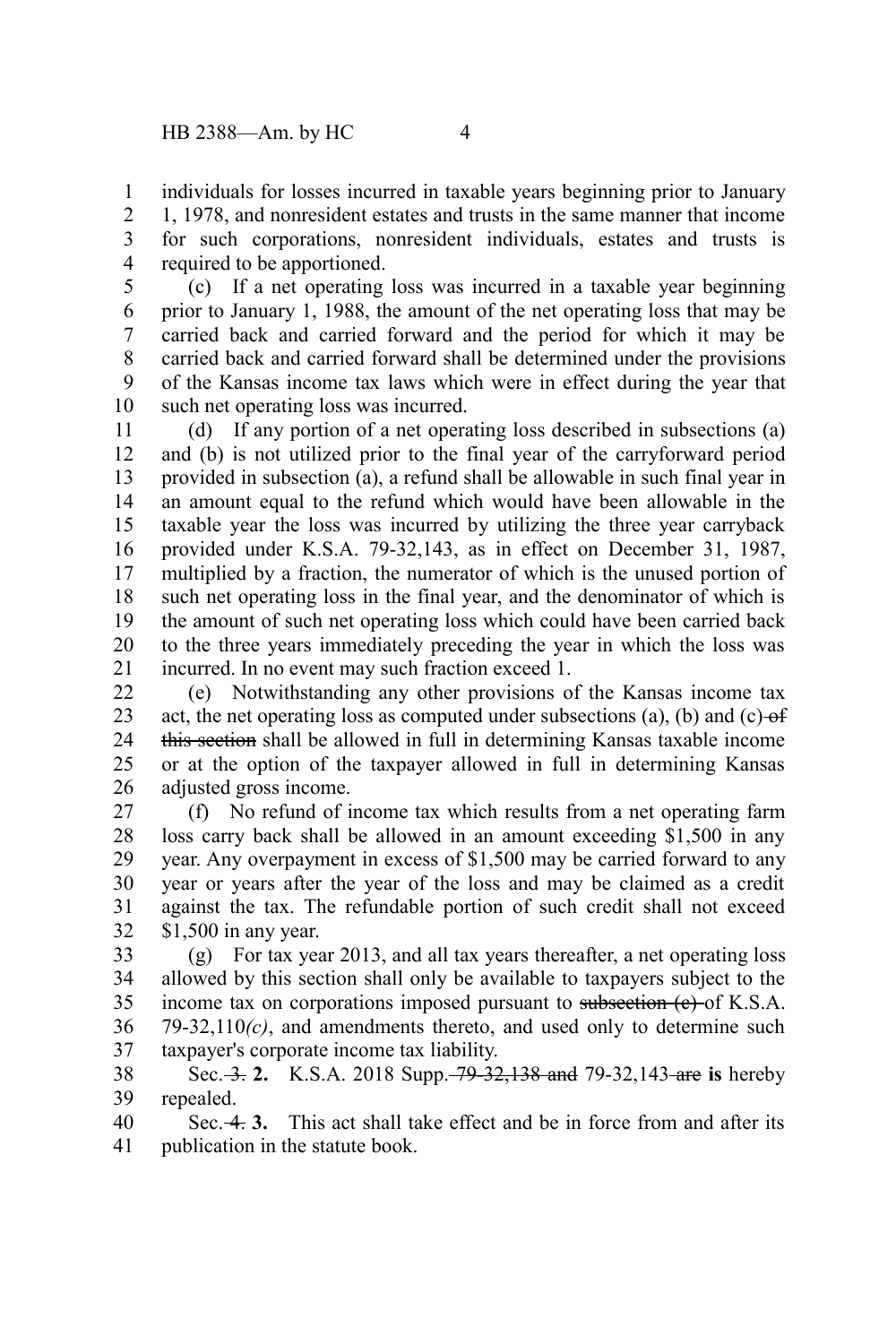individuals for losses incurred in taxable years beginning prior to January 1, 1978, and nonresident estates and trusts in the same manner that income for such corporations, nonresident individuals, estates and trusts is required to be apportioned.

(c) If a net operating loss was incurred in a taxable year beginning prior to January 1, 1988, the amount of the net operating loss that may be carried back and carried forward and the period for which it may be carried back and carried forward shall be determined under the provisions of the Kansas income tax laws which were in effect during the year that such net operating loss was incurred.

(d) If any portion of a net operating loss described in subsections (a) and (b) is not utilized prior to the final year of the carryforward period provided in subsection (a), a refund shall be allowable in such final year in an amount equal to the refund which would have been allowable in the taxable year the loss was incurred by utilizing the three year carryback provided under K.S.A. 79-32,143, as in effect on December 31, 1987, multiplied by a fraction, the numerator of which is the unused portion of such net operating loss in the final year, and the denominator of which is the amount of such net operating loss which could have been carried back to the three years immediately preceding the year in which the loss was incurred. In no event may such fraction exceed 1.

(e) Notwithstanding any other provisions of the Kansas income tax act, the net operating loss as computed under subsections (a), (b) and (c) ~~of this section~~ shall be allowed in full in determining Kansas taxable income or at the option of the taxpayer allowed in full in determining Kansas adjusted gross income.

(f) No refund of income tax which results from a net operating farm loss carry back shall be allowed in an amount exceeding $1,500 in any year. Any overpayment in excess of $1,500 may be carried forward to any year or years after the year of the loss and may be claimed as a credit against the tax. The refundable portion of such credit shall not exceed $1,500 in any year.

(g) For tax year 2013, and all tax years thereafter, a net operating loss allowed by this section shall only be available to taxpayers subject to the income tax on corporations imposed pursuant to ~~subsection (c)~~ of K.S.A. 79-32,110*(c)*, and amendments thereto, and used only to determine such taxpayer's corporate income tax liability.

Sec. ~~3.~~ **2.** K.S.A. 2018 Supp. ~~79-32,138 and~~ 79-32,143 ~~are~~ **is** hereby repealed.

Sec. ~~4.~~ **3.** This act shall take effect and be in force from and after its publication in the statute book.